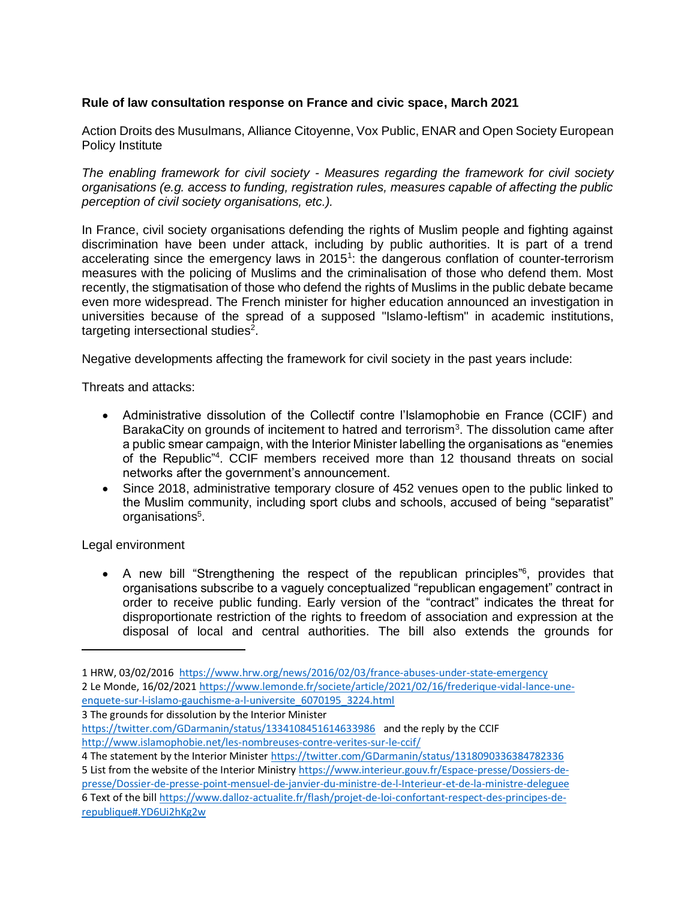**Rule of law consultation response on France and civic space, March 2021**

Action Droits des Musulmans, Alliance Citoyenne, Vox Public, ENAR and Open Society European Policy Institute

*The enabling framework for civil society - Measures regarding the framework for civil society organisations (e.g. access to funding, registration rules, measures capable of affecting the public perception of civil society organisations, etc.).*

In France, civil society organisations defending the rights of Muslim people and fighting against discrimination have been under attack, including by public authorities. It is part of a trend accelerating since the emergency laws in 2015[1]: the dangerous conflation of counter-terrorism measures with the policing of Muslims and the criminalisation of those who defend them. Most recently, the stigmatisation of those who defend the rights of Muslims in the public debate became even more widespread. The French minister for higher education announced an investigation in universities because of the spread of a supposed "Islamo-leftism" in academic institutions, targeting intersectional studies[2].

Negative developments affecting the framework for civil society in the past years include:

Threats and attacks:

- Administrative dissolution of the Collectif contre l'Islamophobie en France (CCIF) and BarakaCity on grounds of incitement to hatred and terrorism[3]. The dissolution came after a public smear campaign, with the Interior Minister labelling the organisations as "enemies of the Republic"[4]. CCIF members received more than 12 thousand threats on social networks after the government's announcement.
- Since 2018, administrative temporary closure of 452 venues open to the public linked to the Muslim community, including sport clubs and schools, accused of being "separatist" organisations[5].

Legal environment

- A new bill "Strengthening the respect of the republican principles"[6], provides that organisations subscribe to a vaguely conceptualized "republican engagement" contract in order to receive public funding. Early version of the "contract" indicates the threat for disproportionate restriction of the rights to freedom of association and expression at the disposal of local and central authorities. The bill also extends the grounds for

---

1 HRW, 03/02/2016 https://www.hrw.org/news/2016/02/03/france-abuses-under-state-emergency

2 Le Monde, 16/02/2021 https://www.lemonde.fr/societe/article/2021/02/16/frederique-vidal-lance-une-enquete-sur-l-islamo-gauchisme-a-l-universite_6070195_3224.html

3 The grounds for dissolution by the Interior Minister https://twitter.com/GDarmanin/status/1334108451614633986 and the reply by the CCIF http://www.islamophobie.net/les-nombreuses-contre-verites-sur-le-ccif/

4 The statement by the Interior Minister https://twitter.com/GDarmanin/status/1318090336384782336

5 List from the website of the Interior Ministry https://www.interieur.gouv.fr/Espace-presse/Dossiers-de-presse/Dossier-de-presse-point-mensuel-de-janvier-du-ministre-de-l-Interieur-et-de-la-ministre-deleguee

6 Text of the bill https://www.dalloz-actualite.fr/flash/projet-de-loi-confortant-respect-des-principes-de-republique#.YD6Ui2hKg2w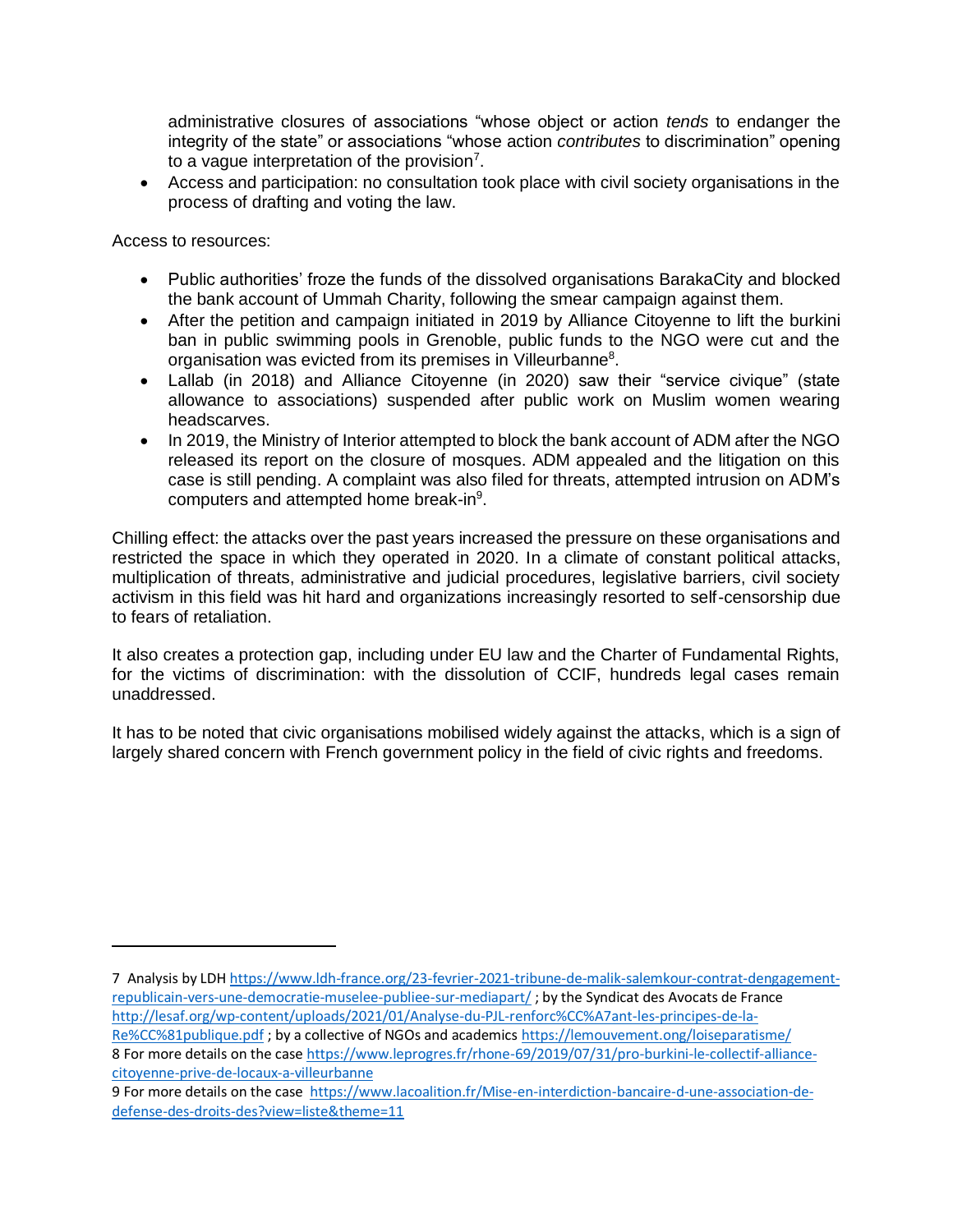administrative closures of associations "whose object or action *tends* to endanger the integrity of the state" or associations "whose action *contributes* to discrimination" opening to a vague interpretation of the provision[7].

- Access and participation: no consultation took place with civil society organisations in the process of drafting and voting the law.

Access to resources:

- Public authorities' froze the funds of the dissolved organisations BarakaCity and blocked the bank account of Ummah Charity, following the smear campaign against them.
- After the petition and campaign initiated in 2019 by Alliance Citoyenne to lift the burkini ban in public swimming pools in Grenoble, public funds to the NGO were cut and the organisation was evicted from its premises in Villeurbanne[8].
- Lallab (in 2018) and Alliance Citoyenne (in 2020) saw their "service civique" (state allowance to associations) suspended after public work on Muslim women wearing headscarves.
- In 2019, the Ministry of Interior attempted to block the bank account of ADM after the NGO released its report on the closure of mosques. ADM appealed and the litigation on this case is still pending. A complaint was also filed for threats, attempted intrusion on ADM's computers and attempted home break-in[9].

Chilling effect: the attacks over the past years increased the pressure on these organisations and restricted the space in which they operated in 2020. In a climate of constant political attacks, multiplication of threats, administrative and judicial procedures, legislative barriers, civil society activism in this field was hit hard and organizations increasingly resorted to self-censorship due to fears of retaliation.

It also creates a protection gap, including under EU law and the Charter of Fundamental Rights, for the victims of discrimination: with the dissolution of CCIF, hundreds legal cases remain unaddressed.

It has to be noted that civic organisations mobilised widely against the attacks, which is a sign of largely shared concern with French government policy in the field of civic rights and freedoms.

---

7 Analysis by LDH https://www.ldh-france.org/23-fevrier-2021-tribune-de-malik-salemkour-contrat-dengagement-republicain-vers-une-democratie-muselee-publiee-sur-mediapart/ ; by the Syndicat des Avocats de France http://lesaf.org/wp-content/uploads/2021/01/Analyse-du-PJL-renforc%CC%A7ant-les-principes-de-la-Re%CC%81publique.pdf ; by a collective of NGOs and academics https://lemouvement.ong/loiseparatisme/

8 For more details on the case https://www.leprogres.fr/rhone-69/2019/07/31/pro-burkini-le-collectif-alliance-citoyenne-prive-de-locaux-a-villeurbanne

9 For more details on the case https://www.lacoalition.fr/Mise-en-interdiction-bancaire-d-une-association-de-defense-des-droits-des?view=liste&theme=11